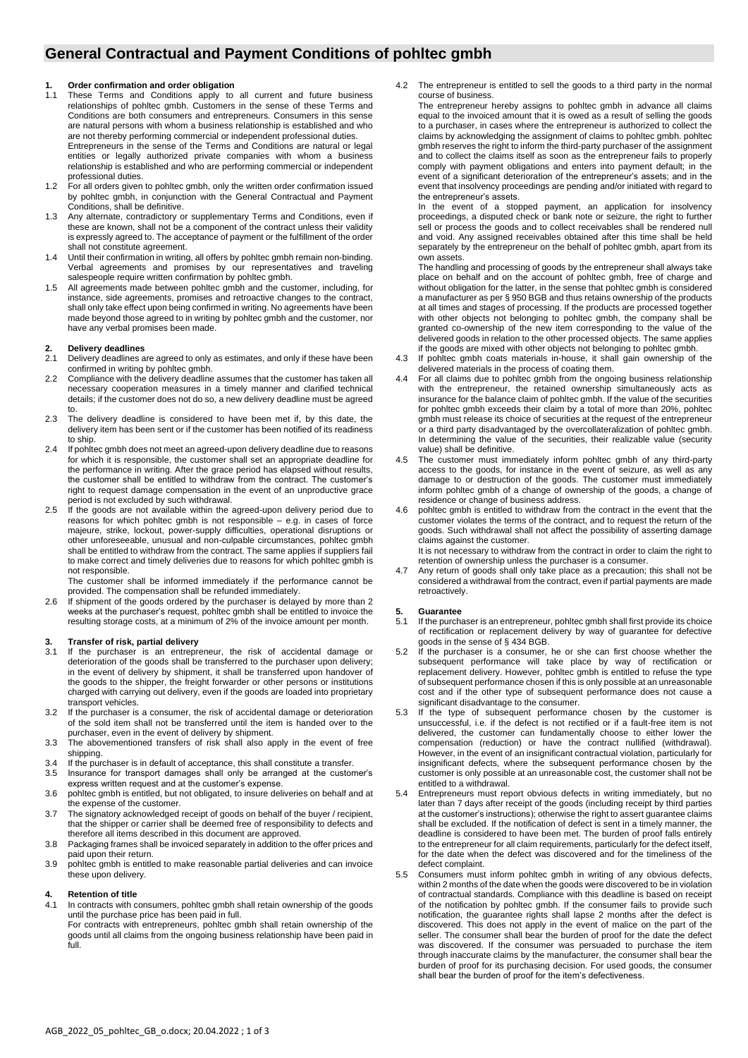# General Contractual and Payment Conditions of pohltec gmbh

## 1. Order confirmation and order obligation

1.1 These Terms and Conditions apply to all current and future business relationships of pohltec gmbh. Customers in the sense of these Terms and Conditions are both consumers and entrepreneurs. Consumers in this sense are natural persons with whom a business relationship is established and who are not thereby performing commercial or independent professional duties. Entrepreneurs in the sense of the Terms and Conditions are natural or legal entities or legally authorized private companies with whom a business relationship is established and who are performing commercial or independent professional duties.

1.2 For all orders given to pohltec gmbh, only the written order confirmation issued by pohltec gmbh, in conjunction with the General Contractual and Payment Conditions, shall be definitive.

1.3 Any alternate, contradictory or supplementary Terms and Conditions, even if these are known, shall not be a component of the contract unless their validity is expressly agreed to. The acceptance of payment or the fulfillment of the order shall not constitute agreement.

1.4 Until their confirmation in writing, all offers by pohltec gmbh remain non-binding. Verbal agreements and promises by our representatives and traveling salespeople require written confirmation by pohltec gmbh.

1.5 All agreements made between pohltec gmbh and the customer, including, for instance, side agreements, promises and retroactive changes to the contract, shall only take effect upon being confirmed in writing. No agreements have been made beyond those agreed to in writing by pohltec gmbh and the customer, nor have any verbal promises been made.

## 2. Delivery deadlines

2.1 Delivery deadlines are agreed to only as estimates, and only if these have been confirmed in writing by pohltec gmbh.

2.2 Compliance with the delivery deadline assumes that the customer has taken all necessary cooperation measures in a timely manner and clarified technical details; if the customer does not do so, a new delivery deadline must be agreed to.

2.3 The delivery deadline is considered to have been met if, by this date, the delivery item has been sent or if the customer has been notified of its readiness to ship.

2.4 If pohltec gmbh does not meet an agreed-upon delivery deadline due to reasons for which it is responsible, the customer shall set an appropriate deadline for the performance in writing. After the grace period has elapsed without results, the customer shall be entitled to withdraw from the contract. The customer's right to request damage compensation in the event of an unproductive grace period is not excluded by such withdrawal.

2.5 If the goods are not available within the agreed-upon delivery period due to reasons for which pohltec gmbh is not responsible – e.g. in cases of force majeure, strike, lockout, power-supply difficulties, operational disruptions or other unforeseeable, unusual and non-culpable circumstances, pohltec gmbh shall be entitled to withdraw from the contract. The same applies if suppliers fail to make correct and timely deliveries due to reasons for which pohltec gmbh is not responsible.
The customer shall be informed immediately if the performance cannot be provided. The compensation shall be refunded immediately.

2.6 If shipment of the goods ordered by the purchaser is delayed by more than 2 weeks at the purchaser's request, pohltec gmbh shall be entitled to invoice the resulting storage costs, at a minimum of 2% of the invoice amount per month.

## 3. Transfer of risk, partial delivery

3.1 If the purchaser is an entrepreneur, the risk of accidental damage or deterioration of the goods shall be transferred to the purchaser upon delivery; in the event of delivery by shipment, it shall be transferred upon handover of the goods to the shipper, the freight forwarder or other persons or institutions charged with carrying out delivery, even if the goods are loaded into proprietary transport vehicles.

3.2 If the purchaser is a consumer, the risk of accidental damage or deterioration of the sold item shall not be transferred until the item is handed over to the purchaser, even in the event of delivery by shipment.

3.3 The abovementioned transfers of risk shall also apply in the event of free shipping.

3.4 If the purchaser is in default of acceptance, this shall constitute a transfer.

3.5 Insurance for transport damages shall only be arranged at the customer's express written request and at the customer's expense.

3.6 pohltec gmbh is entitled, but not obligated, to insure deliveries on behalf and at the expense of the customer.

3.7 The signatory acknowledged receipt of goods on behalf of the buyer / recipient, that the shipper or carrier shall be deemed free of responsibility to defects and therefore all items described in this document are approved.

3.8 Packaging frames shall be invoiced separately in addition to the offer prices and paid upon their return.

3.9 pohltec gmbh is entitled to make reasonable partial deliveries and can invoice these upon delivery.

## 4. Retention of title

4.1 In contracts with consumers, pohltec gmbh shall retain ownership of the goods until the purchase price has been paid in full.
For contracts with entrepreneurs, pohltec gmbh shall retain ownership of the goods until all claims from the ongoing business relationship have been paid in full.

4.2 The entrepreneur is entitled to sell the goods to a third party in the normal course of business.
The entrepreneur hereby assigns to pohltec gmbh in advance all claims equal to the invoiced amount that it is owed as a result of selling the goods to a purchaser, in cases where the entrepreneur is authorized to collect the claims by acknowledging the assignment of claims to pohltec gmbh. pohltec gmbh reserves the right to inform the third-party purchaser of the assignment and to collect the claims itself as soon as the entrepreneur fails to properly comply with payment obligations and enters into payment default; in the event of a significant deterioration of the entrepreneur's assets; and in the event that insolvency proceedings are pending and/or initiated with regard to the entrepreneur's assets.
In the event of a stopped payment, an application for insolvency proceedings, a disputed check or bank note or seizure, the right to further sell or process the goods and to collect receivables shall be rendered null and void. Any assigned receivables obtained after this time shall be held separately by the entrepreneur on the behalf of pohltec gmbh, apart from its own assets.
The handling and processing of goods by the entrepreneur shall always take place on behalf and on the account of pohltec gmbh, free of charge and without obligation for the latter, in the sense that pohltec gmbh is considered a manufacturer as per § 950 BGB and thus retains ownership of the products at all times and stages of processing. If the products are processed together with other objects not belonging to pohltec gmbh, the company shall be granted co-ownership of the new item corresponding to the value of the delivered goods in relation to the other processed objects. The same applies if the goods are mixed with other objects not belonging to pohltec gmbh.

4.3 If pohltec gmbh coats materials in-house, it shall gain ownership of the delivered materials in the process of coating them.

4.4 For all claims due to pohltec gmbh from the ongoing business relationship with the entrepreneur, the retained ownership simultaneously acts as insurance for the balance claim of pohltec gmbh. If the value of the securities for pohltec gmbh exceeds their claim by a total of more than 20%, pohltec gmbh must release its choice of securities at the request of the entrepreneur or a third party disadvantaged by the overcollateralization of pohltec gmbh. In determining the value of the securities, their realizable value (security value) shall be definitive.

4.5 The customer must immediately inform pohltec gmbh of any third-party access to the goods, for instance in the event of seizure, as well as any damage to or destruction of the goods. The customer must immediately inform pohltec gmbh of a change of ownership of the goods, a change of residence or change of business address.

4.6 pohltec gmbh is entitled to withdraw from the contract in the event that the customer violates the terms of the contract, and to request the return of the goods. Such withdrawal shall not affect the possibility of asserting damage claims against the customer.
It is not necessary to withdraw from the contract in order to claim the right to retention of ownership unless the purchaser is a consumer.

4.7 Any return of goods shall only take place as a precaution; this shall not be considered a withdrawal from the contract, even if partial payments are made retroactively.

## 5. Guarantee

5.1 If the purchaser is an entrepreneur, pohltec gmbh shall first provide its choice of rectification or replacement delivery by way of guarantee for defective goods in the sense of § 434 BGB.

5.2 If the purchaser is a consumer, he or she can first choose whether the subsequent performance will take place by way of rectification or replacement delivery. However, pohltec gmbh is entitled to refuse the type of subsequent performance chosen if this is only possible at an unreasonable cost and if the other type of subsequent performance does not cause a significant disadvantage to the consumer.

5.3 If the type of subsequent performance chosen by the customer is unsuccessful, i.e. if the defect is not rectified or if a fault-free item is not delivered, the customer can fundamentally choose to either lower the compensation (reduction) or have the contract nullified (withdrawal). However, in the event of an insignificant contractual violation, particularly for insignificant defects, where the subsequent performance chosen by the customer is only possible at an unreasonable cost, the customer shall not be entitled to a withdrawal.

5.4 Entrepreneurs must report obvious defects in writing immediately, but no later than 7 days after receipt of the goods (including receipt by third parties at the customer's instructions); otherwise the right to assert guarantee claims shall be excluded. If the notification of defect is sent in a timely manner, the deadline is considered to have been met. The burden of proof falls entirely to the entrepreneur for all claim requirements, particularly for the defect itself, for the date when the defect was discovered and for the timeliness of the defect complaint.

5.5 Consumers must inform pohltec gmbh in writing of any obvious defects, within 2 months of the date when the goods were discovered to be in violation of contractual standards. Compliance with this deadline is based on receipt of the notification by pohltec gmbh. If the consumer fails to provide such notification, the guarantee rights shall lapse 2 months after the defect is discovered. This does not apply in the event of malice on the part of the seller. The consumer shall bear the burden of proof for the date the defect was discovered. If the consumer was persuaded to purchase the item through inaccurate claims by the manufacturer, the consumer shall bear the burden of proof for its purchasing decision. For used goods, the consumer shall bear the burden of proof for the item's defectiveness.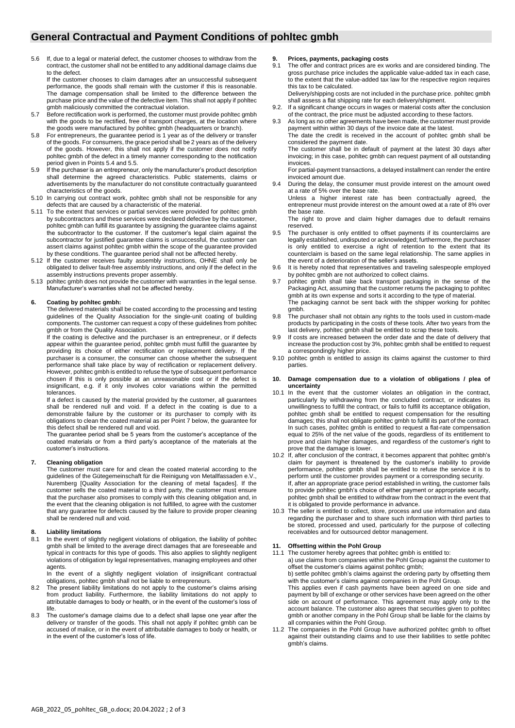# General Contractual and Payment Conditions of pohltec gmbh

5.6 If, due to a legal or material defect, the customer chooses to withdraw from the contract, the customer shall not be entitled to any additional damage claims due to the defect.
If the customer chooses to claim damages after an unsuccessful subsequent performance, the goods shall remain with the customer if this is reasonable. The damage compensation shall be limited to the difference between the purchase price and the value of the defective item. This shall not apply if pohltec gmbh maliciously committed the contractual violation.

5.7 Before rectification work is performed, the customer must provide pohltec gmbh with the goods to be rectified, free of transport charges, at the location where the goods were manufactured by pohltec gmbh (headquarters or branch).

5.8 For entrepreneurs, the guarantee period is 1 year as of the delivery or transfer of the goods. For consumers, the grace period shall be 2 years as of the delivery of the goods. However, this shall not apply if the customer does not notify pohltec gmbh of the defect in a timely manner corresponding to the notification period given in Points 5.4 and 5.5.

5.9 If the purchaser is an entrepreneur, only the manufacturer's product description shall determine the agreed characteristics. Public statements, claims or advertisements by the manufacturer do not constitute contractually guaranteed characteristics of the goods.

5.10 In carrying out contract work, pohltec gmbh shall not be responsible for any defects that are caused by a characteristic of the material.

5.11 To the extent that services or partial services were provided for pohltec gmbh by subcontractors and these services were declared defective by the customer, pohltec gmbh can fulfill its guarantee by assigning the guarantee claims against the subcontractor to the customer. If the customer's legal claim against the subcontractor for justified guarantee claims is unsuccessful, the customer can assert claims against pohltec gmbh within the scope of the guarantee provided by these conditions. The guarantee period shall not be affected hereby.

5.12 If the customer receives faulty assembly instructions, OHNE shall only be obligated to deliver fault-free assembly instructions, and only if the defect in the assembly instructions prevents proper assembly.

5.13 pohltec gmbh does not provide the customer with warranties in the legal sense. Manufacturer's warranties shall not be affected hereby.

## 6. Coating by pohltec gmbh:

The delivered materials shall be coated according to the processing and testing guidelines of the Quality Association for the single-unit coating of building components. The customer can request a copy of these guidelines from pohltec gmbh or from the Quality Association.

If the coating is defective and the purchaser is an entrepreneur, or if defects appear within the guarantee period, pohltec gmbh must fulfill the guarantee by providing its choice of either rectification or replacement delivery. If the purchaser is a consumer, the consumer can choose whether the subsequent performance shall take place by way of rectification or replacement delivery. However, pohltec gmbh is entitled to refuse the type of subsequent performance chosen if this is only possible at an unreasonable cost or if the defect is insignificant, e.g. if it only involves color variations within the permitted tolerances.

If a defect is caused by the material provided by the customer, all guarantees shall be rendered null and void. If a defect in the coating is due to a demonstrable failure by the customer or its purchaser to comply with its obligations to clean the coated material as per Point 7 below, the guarantee for this defect shall be rendered null and void.

The guarantee period shall be 5 years from the customer's acceptance of the coated materials or from a third party's acceptance of the materials at the customer's instructions.

## 7. Cleaning obligation

The customer must care for and clean the coated material according to the guidelines of the Gütegemeinschaft für die Reinigung von Metallfassaden e.V., Nuremberg [Quality Association for the cleaning of metal façades]. If the customer sells the coated material to a third party, the customer must ensure that the purchaser also promises to comply with this cleaning obligation and, in the event that the cleaning obligation is not fulfilled, to agree with the customer that any guarantee for defects caused by the failure to provide proper cleaning shall be rendered null and void.

## 8. Liability limitations

8.1 In the event of slightly negligent violations of obligation, the liability of pohltec gmbh shall be limited to the average direct damages that are foreseeable and typical in contracts for this type of goods. This also applies to slightly negligent violations of obligation by legal representatives, managing employees and other agents.
In the event of a slightly negligent violation of insignificant contractual obligations, pohltec gmbh shall not be liable to entrepreneurs.

8.2 The present liability limitations do not apply to the customer's claims arising from product liability. Furthermore, the liability limitations do not apply to attributable damages to body or health, or in the event of the customer's loss of life.

8.3 The customer's damage claims due to a defect shall lapse one year after the delivery or transfer of the goods. This shall not apply if pohltec gmbh can be accused of malice, or in the event of attributable damages to body or health, or in the event of the customer's loss of life.

## 9. Prices, payments, packaging costs

9.1 The offer and contract prices are ex works and are considered binding. The gross purchase price includes the applicable value-added tax in each case, to the extent that the value-added tax law for the respective region requires this tax to be calculated.
Delivery/shipping costs are not included in the purchase price. pohltec gmbh shall assess a flat shipping rate for each delivery/shipment.

9.2. If a significant change occurs in wages or material costs after the conclusion of the contract, the price must be adjusted according to these factors.

9.3 As long as no other agreements have been made, the customer must provide payment within within 30 days of the invoice date at the latest.
The date the credit is received in the account of pohltec gmbh shall be considered the payment date.
The customer shall be in default of payment at the latest 30 days after invoicing; in this case, pohltec gmbh can request payment of all outstanding invoices.
For partial-payment transactions, a delayed installment can render the entire invoiced amount due.

9.4 During the delay, the consumer must provide interest on the amount owed at a rate of 5% over the base rate.
Unless a higher interest rate has been contractually agreed, the entrepreneur must provide interest on the amount owed at a rate of 8% over the base rate.
The right to prove and claim higher damages due to default remains reserved.

9.5 The purchaser is only entitled to offset payments if its counterclaims are legally established, undisputed or acknowledged; furthermore, the purchaser is only entitled to exercise a right of retention to the extent that its counterclaim is based on the same legal relationship. The same applies in the event of a deterioration of the seller's assets.

9.6 It is hereby noted that representatives and traveling salespeople employed by pohltec gmbh are not authorized to collect claims.

9.7 pohltec gmbh shall take back transport packaging in the sense of the Packaging Act, assuming that the customer returns the packaging to pohltec gmbh at its own expense and sorts it according to the type of material.
The packaging cannot be sent back with the shipper working for pohltec gmbh.

9.8 The purchaser shall not obtain any rights to the tools used in custom-made products by participating in the costs of these tools. After two years from the last delivery, pohltec gmbh shall be entitled to scrap these tools.

9.9 If costs are increased between the order date and the date of delivery that increase the production cost by 3%, pohltec gmbh shall be entitled to request a correspondingly higher price.

9.10 pohltec gmbh is entitled to assign its claims against the customer to third parties.

## 10. Damage compensation due to a violation of obligations / plea of uncertainty

10.1 In the event that the customer violates an obligation in the contract, particularly by withdrawing from the concluded contract, or indicates its unwillingness to fulfill the contract, or fails to fulfill its acceptance obligation, pohltec gmbh shall be entitled to request compensation for the resulting damages; this shall not obligate pohltec gmbh to fulfill its part of the contract. In such cases, pohltec gmbh is entitled to request a flat-rate compensation equal to 25% of the net value of the goods, regardless of its entitlement to prove and claim higher damages, and regardless of the customer's right to prove that the damage is lower.

10.2 If, after conclusion of the contract, it becomes apparent that pohltec gmbh's claim for payment is threatened by the customer's inability to provide performance, pohltec gmbh shall be entitled to refuse the service it is to perform until the customer provides payment or a corresponding security.
If, after an appropriate grace period established in writing, the customer fails to provide pohltec gmbh's choice of either payment or appropriate security, pohltec gmbh shall be entitled to withdraw from the contract in the event that it is obligated to provide performance in advance.

10.3 The seller is entitled to collect, store, process and use information and data regarding the purchaser and to share such information with third parties to be stored, processed and used, particularly for the purpose of collecting receivables and for outsourced debtor management.

## 11. Offsetting within the Pohl Group

11.1 The customer hereby agrees that pohltec gmbh is entitled to:
a) use claims from companies within the Pohl Group against the customer to offset the customer's claims against pohltec gmbh;
b) settle pohltec gmbh's claims against the ordering party by offsetting them with the customer's claims against companies in the Pohl Group.
This applies even if cash payments have been agreed on one side and payment by bill of exchange or other services have been agreed on the other side on account of performance. This agreement may apply only to the account balance. The customer also agrees that securities given to pohltec gmbh or another company in the Pohl Group shall be liable for the claims by all companies within the Pohl Group.

11.2 The companies in the Pohl Group have authorized pohltec gmbh to offset against their outstanding claims and to use their liabilities to settle pohltec gmbh's claims.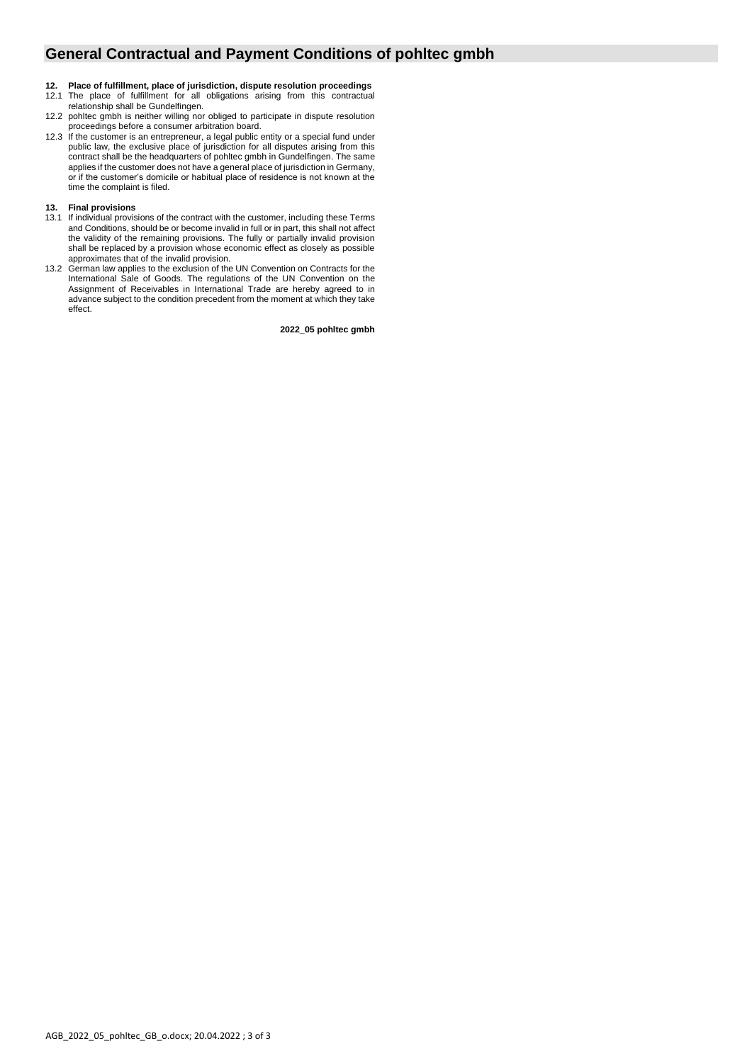# General Contractual and Payment Conditions of pohltec gmbh

**12. Place of fulfillment, place of jurisdiction, dispute resolution proceedings**

12.1 The place of fulfillment for all obligations arising from this contractual relationship shall be Gundelfingen.

12.2 pohltec gmbh is neither willing nor obliged to participate in dispute resolution proceedings before a consumer arbitration board.

12.3 If the customer is an entrepreneur, a legal public entity or a special fund under public law, the exclusive place of jurisdiction for all disputes arising from this contract shall be the headquarters of pohltec gmbh in Gundelfingen. The same applies if the customer does not have a general place of jurisdiction in Germany, or if the customer's domicile or habitual place of residence is not known at the time the complaint is filed.

**13. Final provisions**

13.1 If individual provisions of the contract with the customer, including these Terms and Conditions, should be or become invalid in full or in part, this shall not affect the validity of the remaining provisions. The fully or partially invalid provision shall be replaced by a provision whose economic effect as closely as possible approximates that of the invalid provision.

13.2 German law applies to the exclusion of the UN Convention on Contracts for the International Sale of Goods. The regulations of the UN Convention on the Assignment of Receivables in International Trade are hereby agreed to in advance subject to the condition precedent from the moment at which they take effect.

**2022_05 pohltec gmbh**